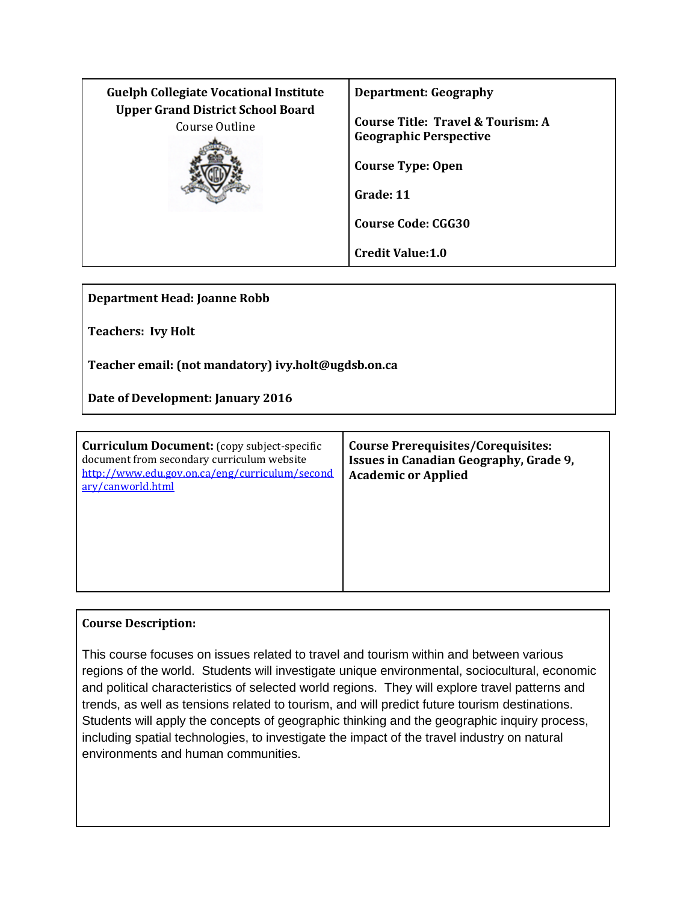| **Guelph Collegiate Vocational Institute**<br>**Upper Grand District School Board**<br>Course Outline | **Department: Geography**<br><br>**Course Title: Travel & Tourism: A Geographic Perspective**<br><br>**Course Type: Open**<br><br>**Grade: 11**<br><br>**Course Code: CGG30**<br><br>**Credit Value:1.0** |
|---|---|

**Department Head: Joanne Robb**

**Teachers: Ivy Holt**

**Teacher email: (not mandatory) ivy.holt@ugdsb.on.ca**

**Date of Development: January 2016**

| **Curriculum Document:** (copy subject-specific document from secondary curriculum website [http://www.edu.gov.on.ca/eng/curriculum/secondary/canworld.html](http://www.edu.gov.on.ca/eng/curriculum/secondary/canworld.html) | **Course Prerequisites/Corequisites: Issues in Canadian Geography, Grade 9, Academic or Applied** |
|---|---|

**Course Description:**

This course focuses on issues related to travel and tourism within and between various regions of the world. Students will investigate unique environmental, sociocultural, economic and political characteristics of selected world regions. They will explore travel patterns and trends, as well as tensions related to tourism, and will predict future tourism destinations. Students will apply the concepts of geographic thinking and the geographic inquiry process, including spatial technologies, to investigate the impact of the travel industry on natural environments and human communities.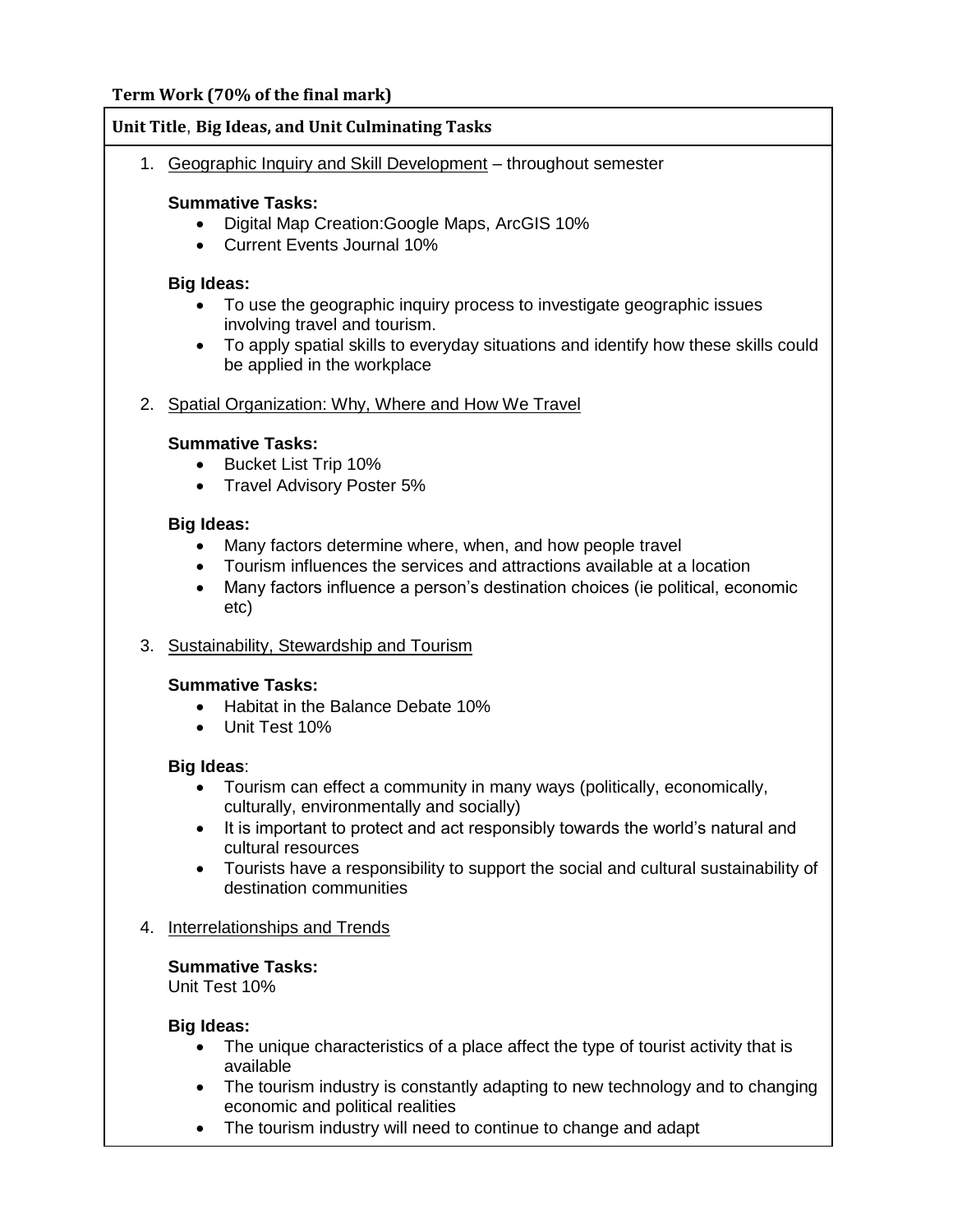**Term Work (70% of the final mark)**

**Unit Title, Big Ideas, and Unit Culminating Tasks**

1. Geographic Inquiry and Skill Development – throughout semester

   **Summative Tasks:**
   - Digital Map Creation:Google Maps, ArcGIS 10%
   - Current Events Journal 10%

   **Big Ideas:**
   - To use the geographic inquiry process to investigate geographic issues involving travel and tourism.
   - To apply spatial skills to everyday situations and identify how these skills could be applied in the workplace

2. Spatial Organization: Why, Where and How We Travel

   **Summative Tasks:**
   - Bucket List Trip 10%
   - Travel Advisory Poster 5%

   **Big Ideas:**
   - Many factors determine where, when, and how people travel
   - Tourism influences the services and attractions available at a location
   - Many factors influence a person's destination choices (ie political, economic etc)

3. Sustainability, Stewardship and Tourism

   **Summative Tasks:**
   - Habitat in the Balance Debate 10%
   - Unit Test 10%

   **Big Ideas**:
   - Tourism can effect a community in many ways (politically, economically, culturally, environmentally and socially)
   - It is important to protect and act responsibly towards the world's natural and cultural resources
   - Tourists have a responsibility to support the social and cultural sustainability of destination communities

4. Interrelationships and Trends

   **Summative Tasks:**
   Unit Test 10%

   **Big Ideas:**
   - The unique characteristics of a place affect the type of tourist activity that is available
   - The tourism industry is constantly adapting to new technology and to changing economic and political realities
   - The tourism industry will need to continue to change and adapt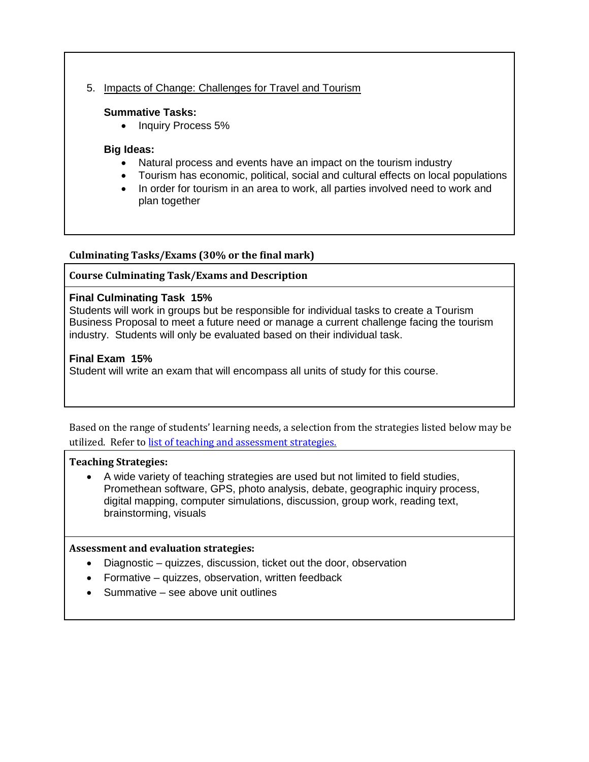5. Impacts of Change: Challenges for Travel and Tourism

**Summative Tasks:**

- Inquiry Process 5%

**Big Ideas:**

- Natural process and events have an impact on the tourism industry
- Tourism has economic, political, social and cultural effects on local populations
- In order for tourism in an area to work, all parties involved need to work and plan together

### Culminating Tasks/Exams (30% or the final mark)

**Course Culminating Task/Exams and Description**

**Final Culminating Task 15%**
Students will work in groups but be responsible for individual tasks to create a Tourism Business Proposal to meet a future need or manage a current challenge facing the tourism industry. Students will only be evaluated based on their individual task.

**Final Exam 15%**
Student will write an exam that will encompass all units of study for this course.

Based on the range of students' learning needs, a selection from the strategies listed below may be utilized. Refer to list of teaching and assessment strategies.

**Teaching Strategies:**

- A wide variety of teaching strategies are used but not limited to field studies, Promethean software, GPS, photo analysis, debate, geographic inquiry process, digital mapping, computer simulations, discussion, group work, reading text, brainstorming, visuals

**Assessment and evaluation strategies:**

- Diagnostic – quizzes, discussion, ticket out the door, observation
- Formative – quizzes, observation, written feedback
- Summative – see above unit outlines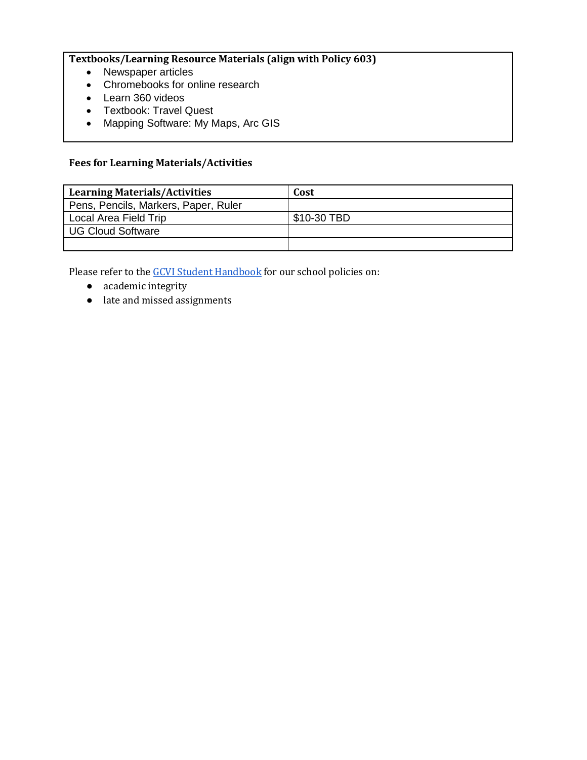**Textbooks/Learning Resource Materials (align with Policy 603)**

- Newspaper articles
- Chromebooks for online research
- Learn 360 videos
- Textbook: Travel Quest
- Mapping Software: My Maps, Arc GIS

**Fees for Learning Materials/Activities**

| Learning Materials/Activities | Cost |
| --- | --- |
| Pens, Pencils, Markers, Paper, Ruler | |
| Local Area Field Trip | $10-30 TBD |
| UG Cloud Software | |
| | |

Please refer to the [GCVI Student Handbook]() for our school policies on:

- academic integrity
- late and missed assignments